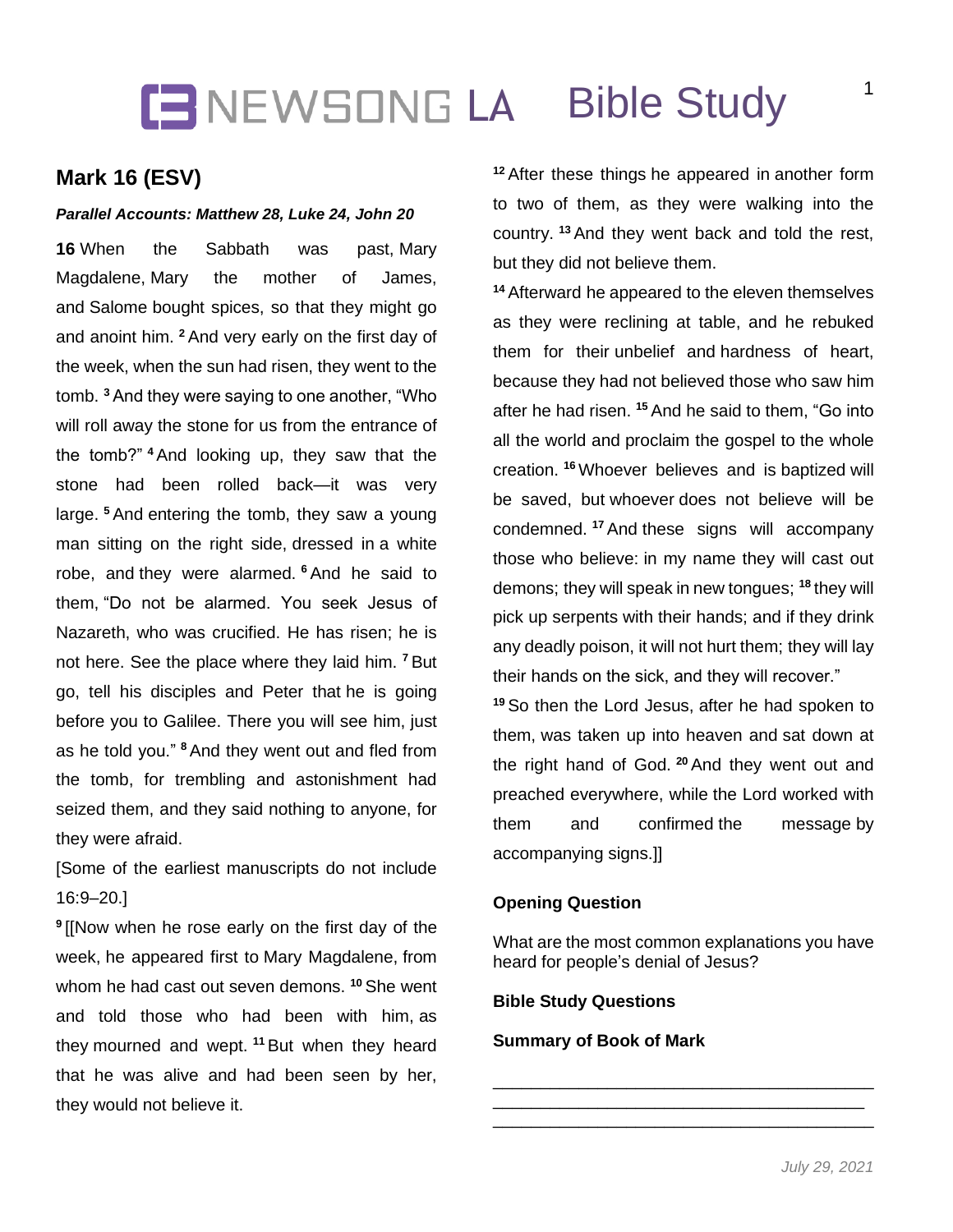# NEWSONG LA Bible Study

## Mark 16 (ESV)

***Parallel Accounts: Matthew 28, Luke 24, John 20***

**16** When the Sabbath was past, Mary Magdalene, Mary the mother of James, and Salome bought spices, so that they might go and anoint him. [2] And very early on the first day of the week, when the sun had risen, they went to the tomb. [3] And they were saying to one another, "Who will roll away the stone for us from the entrance of the tomb?" [4] And looking up, they saw that the stone had been rolled back—it was very large. [5] And entering the tomb, they saw a young man sitting on the right side, dressed in a white robe, and they were alarmed. [6] And he said to them, "Do not be alarmed. You seek Jesus of Nazareth, who was crucified. He has risen; he is not here. See the place where they laid him. [7] But go, tell his disciples and Peter that he is going before you to Galilee. There you will see him, just as he told you." [8] And they went out and fled from the tomb, for trembling and astonishment had seized them, and they said nothing to anyone, for they were afraid.

[Some of the earliest manuscripts do not include 16:9–20.]

[9] [[Now when he rose early on the first day of the week, he appeared first to Mary Magdalene, from whom he had cast out seven demons. [10] She went and told those who had been with him, as they mourned and wept. [11] But when they heard that he was alive and had been seen by her, they would not believe it.

[12] After these things he appeared in another form to two of them, as they were walking into the country. [13] And they went back and told the rest, but they did not believe them.

[14] Afterward he appeared to the eleven themselves as they were reclining at table, and he rebuked them for their unbelief and hardness of heart, because they had not believed those who saw him after he had risen. [15] And he said to them, "Go into all the world and proclaim the gospel to the whole creation. [16] Whoever believes and is baptized will be saved, but whoever does not believe will be condemned. [17] And these signs will accompany those who believe: in my name they will cast out demons; they will speak in new tongues; [18] they will pick up serpents with their hands; and if they drink any deadly poison, it will not hurt them; they will lay their hands on the sick, and they will recover."

[19] So then the Lord Jesus, after he had spoken to them, was taken up into heaven and sat down at the right hand of God. [20] And they went out and preached everywhere, while the Lord worked with them and confirmed the message by accompanying signs.]]

**Opening Question**

What are the most common explanations you have heard for people's denial of Jesus?

**Bible Study Questions**

**Summary of Book of Mark**

\_\_\_\_\_\_\_\_\_\_\_\_\_\_\_\_\_\_\_\_\_\_\_\_\_\_\_\_\_\_\_\_\_\_\_\_\_\_\_\_
\_\_\_\_\_\_\_\_\_\_\_\_\_\_\_\_\_\_\_\_\_\_\_\_\_\_\_\_\_\_\_\_\_\_\_\_\_\_\_
\_\_\_\_\_\_\_\_\_\_\_\_\_\_\_\_\_\_\_\_\_\_\_\_\_\_\_\_\_\_\_\_\_\_\_\_\_\_\_\_

*July 29, 2021*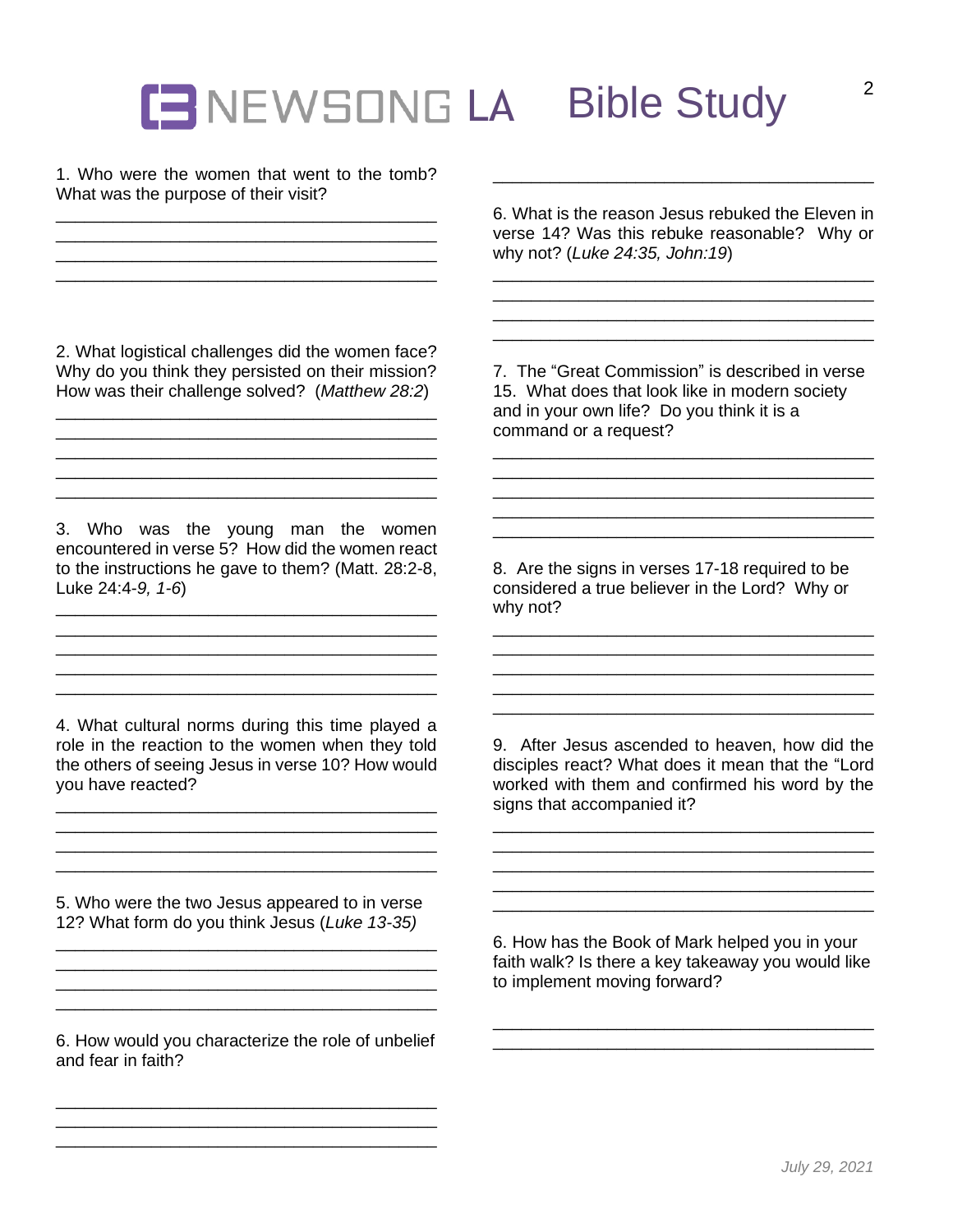# NEWSONG LA Bible Study

1. Who were the women that went to the tomb? What was the purpose of their visit?

2. What logistical challenges did the women face? Why do you think they persisted on their mission? How was their challenge solved? (*Matthew 28:2*)

3. Who was the young man the women encountered in verse 5? How did the women react to the instructions he gave to them? (Matt. 28:2-8, Luke 24:4-*9, 1-6*)

4. What cultural norms during this time played a role in the reaction to the women when they told the others of seeing Jesus in verse 10? How would you have reacted?

5. Who were the two Jesus appeared to in verse 12? What form do you think Jesus (*Luke 13-35)*

6. How would you characterize the role of unbelief and fear in faith?

6. What is the reason Jesus rebuked the Eleven in verse 14? Was this rebuke reasonable? Why or why not? (*Luke 24:35, John:19*)

7. The "Great Commission" is described in verse 15. What does that look like in modern society and in your own life? Do you think it is a command or a request?

8. Are the signs in verses 17-18 required to be considered a true believer in the Lord? Why or why not?

9. After Jesus ascended to heaven, how did the disciples react? What does it mean that the "Lord worked with them and confirmed his word by the signs that accompanied it?

6. How has the Book of Mark helped you in your faith walk? Is there a key takeaway you would like to implement moving forward?

*July 29, 2021*